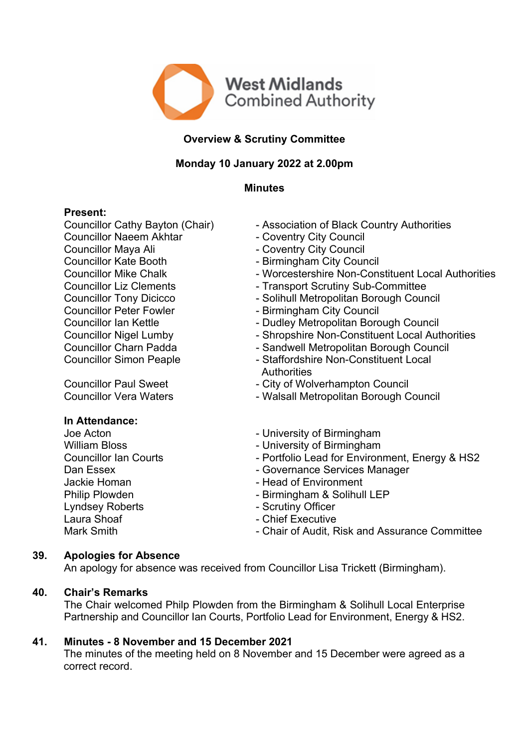West Midlands Combined Authority

**Overview & Scrutiny Committee**

**Monday 10 January 2022 at 2.00pm**

**Minutes**

**Present:**

| | |
|---|---|
| Councillor Cathy Bayton (Chair) | - Association of Black Country Authorities |
| Councillor Naeem Akhtar | - Coventry City Council |
| Councillor Maya Ali | - Coventry City Council |
| Councillor Kate Booth | - Birmingham City Council |
| Councillor Mike Chalk | - Worcestershire Non-Constituent Local Authorities |
| Councillor Liz Clements | - Transport Scrutiny Sub-Committee |
| Councillor Tony Dicicco | - Solihull Metropolitan Borough Council |
| Councillor Peter Fowler | - Birmingham City Council |
| Councillor Ian Kettle | - Dudley Metropolitan Borough Council |
| Councillor Nigel Lumby | - Shropshire Non-Constituent Local Authorities |
| Councillor Charn Padda | - Sandwell Metropolitan Borough Council |
| Councillor Simon Peaple | - Staffordshire Non-Constituent Local Authorities |
| Councillor Paul Sweet | - City of Wolverhampton Council |
| Councillor Vera Waters | - Walsall Metropolitan Borough Council |

**In Attendance:**

| | |
|---|---|
| Joe Acton | - University of Birmingham |
| William Bloss | - University of Birmingham |
| Councillor Ian Courts | - Portfolio Lead for Environment, Energy & HS2 |
| Dan Essex | - Governance Services Manager |
| Jackie Homan | - Head of Environment |
| Philip Plowden | - Birmingham & Solihull LEP |
| Lyndsey Roberts | - Scrutiny Officer |
| Laura Shoaf | - Chief Executive |
| Mark Smith | - Chair of Audit, Risk and Assurance Committee |

**39. Apologies for Absence**

An apology for absence was received from Councillor Lisa Trickett (Birmingham).

**40. Chair's Remarks**

The Chair welcomed Philp Plowden from the Birmingham & Solihull Local Enterprise Partnership and Councillor Ian Courts, Portfolio Lead for Environment, Energy & HS2.

**41. Minutes - 8 November and 15 December 2021**

The minutes of the meeting held on 8 November and 15 December were agreed as a correct record.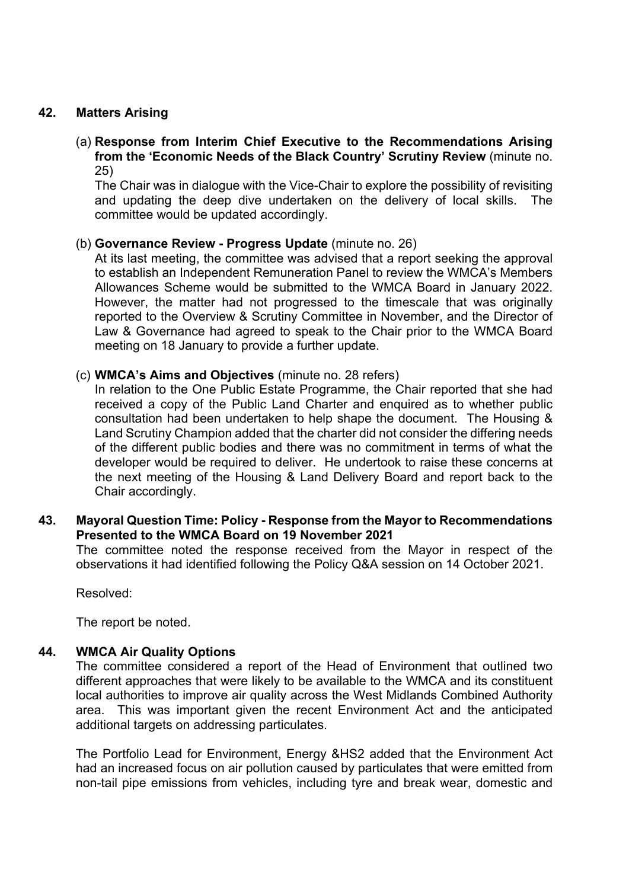## 42. Matters Arising

(a) **Response from Interim Chief Executive to the Recommendations Arising from the 'Economic Needs of the Black Country' Scrutiny Review** (minute no. 25)

The Chair was in dialogue with the Vice-Chair to explore the possibility of revisiting and updating the deep dive undertaken on the delivery of local skills. The committee would be updated accordingly.

(b) **Governance Review - Progress Update** (minute no. 26)

At its last meeting, the committee was advised that a report seeking the approval to establish an Independent Remuneration Panel to review the WMCA's Members Allowances Scheme would be submitted to the WMCA Board in January 2022. However, the matter had not progressed to the timescale that was originally reported to the Overview & Scrutiny Committee in November, and the Director of Law & Governance had agreed to speak to the Chair prior to the WMCA Board meeting on 18 January to provide a further update.

(c) **WMCA's Aims and Objectives** (minute no. 28 refers)

In relation to the One Public Estate Programme, the Chair reported that she had received a copy of the Public Land Charter and enquired as to whether public consultation had been undertaken to help shape the document. The Housing & Land Scrutiny Champion added that the charter did not consider the differing needs of the different public bodies and there was no commitment in terms of what the developer would be required to deliver. He undertook to raise these concerns at the next meeting of the Housing & Land Delivery Board and report back to the Chair accordingly.

## 43. Mayoral Question Time: Policy - Response from the Mayor to Recommendations Presented to the WMCA Board on 19 November 2021

The committee noted the response received from the Mayor in respect of the observations it had identified following the Policy Q&A session on 14 October 2021.

Resolved:

The report be noted.

## 44. WMCA Air Quality Options

The committee considered a report of the Head of Environment that outlined two different approaches that were likely to be available to the WMCA and its constituent local authorities to improve air quality across the West Midlands Combined Authority area. This was important given the recent Environment Act and the anticipated additional targets on addressing particulates.

The Portfolio Lead for Environment, Energy &HS2 added that the Environment Act had an increased focus on air pollution caused by particulates that were emitted from non-tail pipe emissions from vehicles, including tyre and break wear, domestic and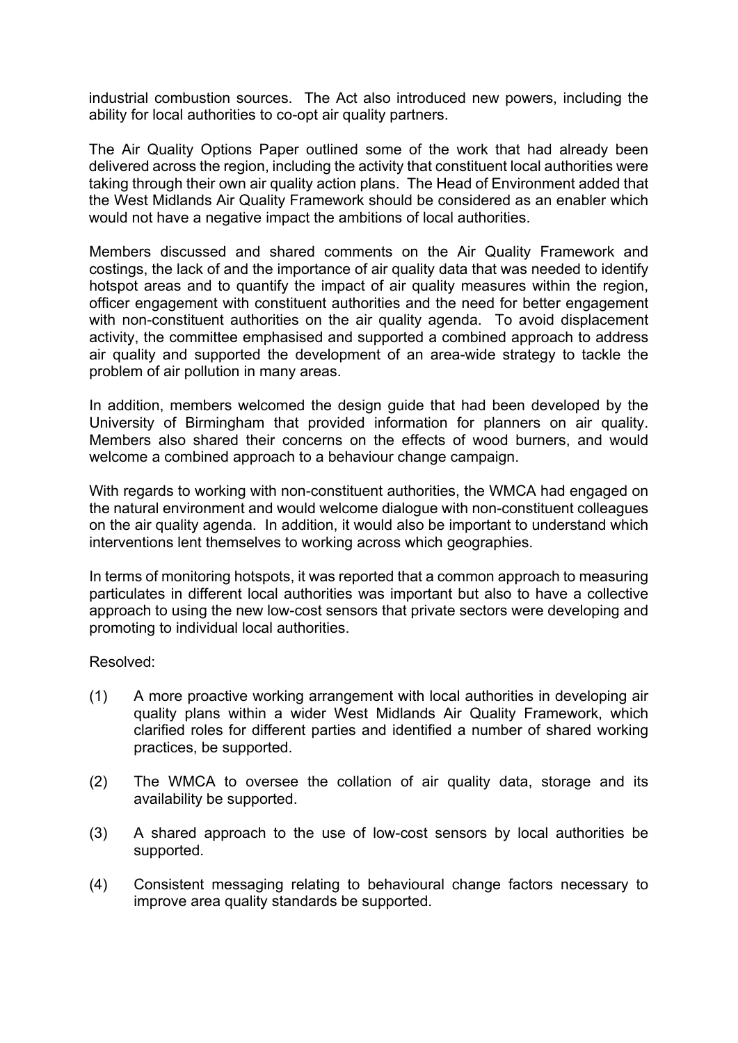industrial combustion sources. The Act also introduced new powers, including the ability for local authorities to co-opt air quality partners.

The Air Quality Options Paper outlined some of the work that had already been delivered across the region, including the activity that constituent local authorities were taking through their own air quality action plans. The Head of Environment added that the West Midlands Air Quality Framework should be considered as an enabler which would not have a negative impact the ambitions of local authorities.

Members discussed and shared comments on the Air Quality Framework and costings, the lack of and the importance of air quality data that was needed to identify hotspot areas and to quantify the impact of air quality measures within the region, officer engagement with constituent authorities and the need for better engagement with non-constituent authorities on the air quality agenda. To avoid displacement activity, the committee emphasised and supported a combined approach to address air quality and supported the development of an area-wide strategy to tackle the problem of air pollution in many areas.

In addition, members welcomed the design guide that had been developed by the University of Birmingham that provided information for planners on air quality. Members also shared their concerns on the effects of wood burners, and would welcome a combined approach to a behaviour change campaign.

With regards to working with non-constituent authorities, the WMCA had engaged on the natural environment and would welcome dialogue with non-constituent colleagues on the air quality agenda. In addition, it would also be important to understand which interventions lent themselves to working across which geographies.

In terms of monitoring hotspots, it was reported that a common approach to measuring particulates in different local authorities was important but also to have a collective approach to using the new low-cost sensors that private sectors were developing and promoting to individual local authorities.

Resolved:

(1) A more proactive working arrangement with local authorities in developing air quality plans within a wider West Midlands Air Quality Framework, which clarified roles for different parties and identified a number of shared working practices, be supported.

(2) The WMCA to oversee the collation of air quality data, storage and its availability be supported.

(3) A shared approach to the use of low-cost sensors by local authorities be supported.

(4) Consistent messaging relating to behavioural change factors necessary to improve area quality standards be supported.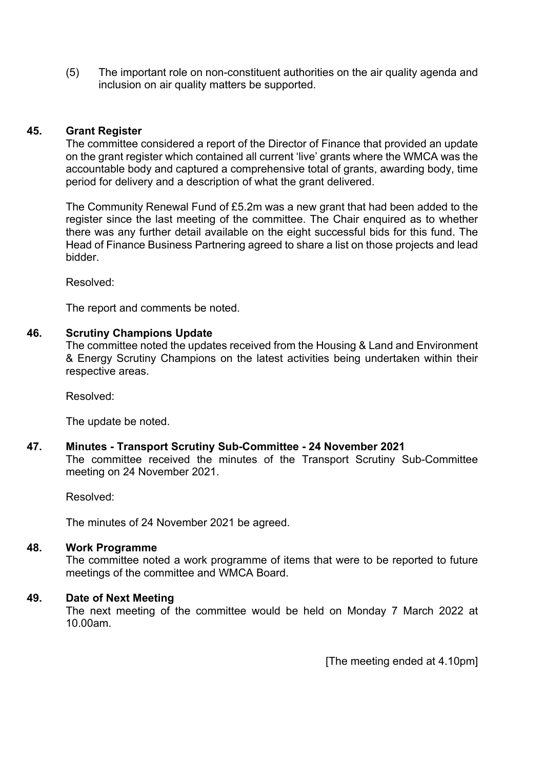(5) The important role on non-constituent authorities on the air quality agenda and inclusion on air quality matters be supported.

### 45. Grant Register

The committee considered a report of the Director of Finance that provided an update on the grant register which contained all current 'live' grants where the WMCA was the accountable body and captured a comprehensive total of grants, awarding body, time period for delivery and a description of what the grant delivered.

The Community Renewal Fund of £5.2m was a new grant that had been added to the register since the last meeting of the committee. The Chair enquired as to whether there was any further detail available on the eight successful bids for this fund. The Head of Finance Business Partnering agreed to share a list on those projects and lead bidder.

Resolved:

The report and comments be noted.

### 46. Scrutiny Champions Update

The committee noted the updates received from the Housing & Land and Environment & Energy Scrutiny Champions on the latest activities being undertaken within their respective areas.

Resolved:

The update be noted.

### 47. Minutes - Transport Scrutiny Sub-Committee - 24 November 2021

The committee received the minutes of the Transport Scrutiny Sub-Committee meeting on 24 November 2021.

Resolved:

The minutes of 24 November 2021 be agreed.

### 48. Work Programme

The committee noted a work programme of items that were to be reported to future meetings of the committee and WMCA Board.

### 49. Date of Next Meeting

The next meeting of the committee would be held on Monday 7 March 2022 at 10.00am.

[The meeting ended at 4.10pm]